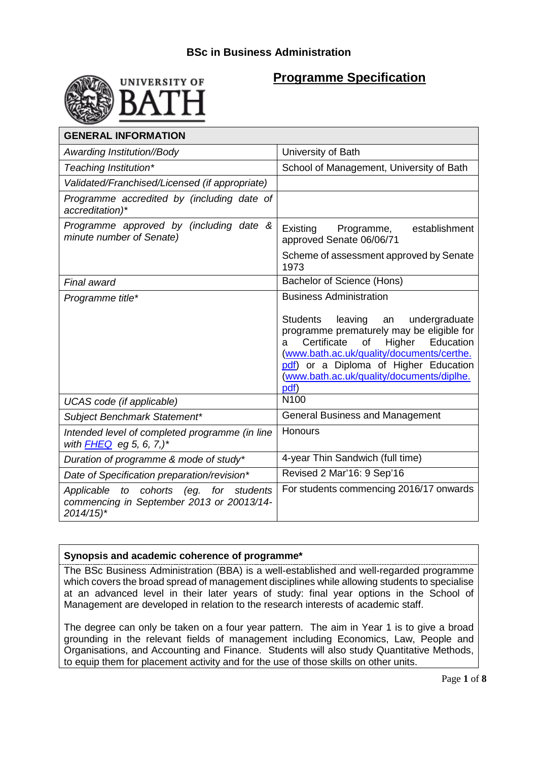# BSc in Business Administration

## Programme Specification

| GENERAL INFORMATION | |
|---|---|
| *Awarding Institution//Body* | University of Bath |
| *Teaching Institution** | School of Management, University of Bath |
| *Validated/Franchised/Licensed (if appropriate)* | |
| *Programme accredited by (including date of accreditation)** | |
| *Programme approved by (including date & minute number of Senate)* | Existing Programme, establishment approved Senate 06/06/71<br>Scheme of assessment approved by Senate 1973 |
| *Final award* | Bachelor of Science (Hons) |
| *Programme title** | Business Administration<br><br>Students leaving an undergraduate programme prematurely may be eligible for a Certificate of Higher Education ([www.bath.ac.uk/quality/documents/certhe.pdf](www.bath.ac.uk/quality/documents/certhe.pdf)) or a Diploma of Higher Education ([www.bath.ac.uk/quality/documents/diplhe.pdf](www.bath.ac.uk/quality/documents/diplhe.pdf)) |
| *UCAS code (if applicable)* | N100 |
| *Subject Benchmark Statement** | General Business and Management |
| *Intended level of completed programme (in line with FHEQ eg 5, 6, 7,)** | Honours |
| *Duration of programme & mode of study** | 4-year Thin Sandwich (full time) |
| *Date of Specification preparation/revision** | Revised 2 Mar'16: 9 Sep'16 |
| *Applicable to cohorts (eg. for students commencing in September 2013 or 20013/14-2014/15)** | For students commencing 2016/17 onwards |

**Synopsis and academic coherence of programme***

The BSc Business Administration (BBA) is a well-established and well-regarded programme which covers the broad spread of management disciplines while allowing students to specialise at an advanced level in their later years of study: final year options in the School of Management are developed in relation to the research interests of academic staff.

The degree can only be taken on a four year pattern. The aim in Year 1 is to give a broad grounding in the relevant fields of management including Economics, Law, People and Organisations, and Accounting and Finance. Students will also study Quantitative Methods, to equip them for placement activity and for the use of those skills on other units.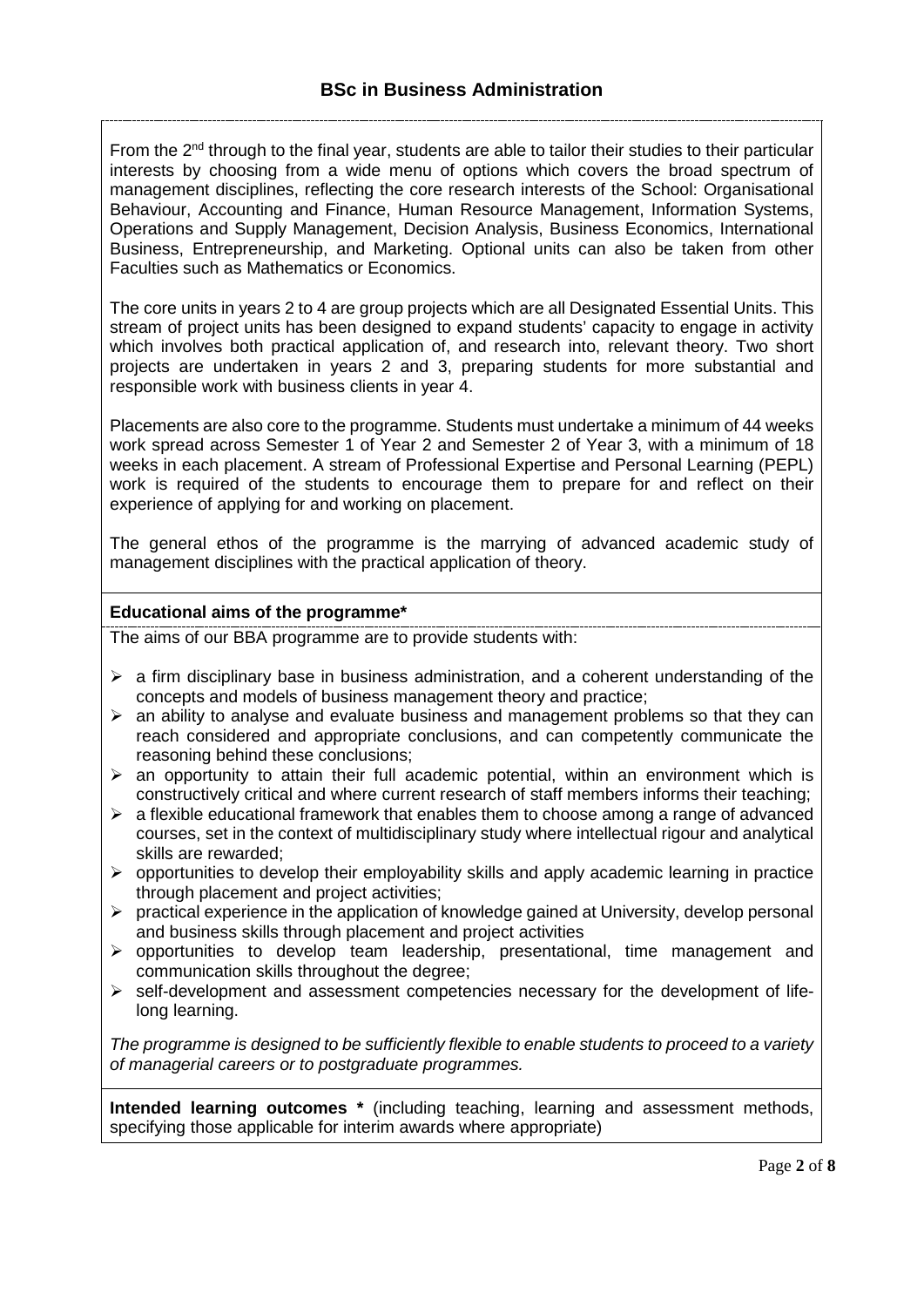## BSc in Business Administration

From the 2nd through to the final year, students are able to tailor their studies to their particular interests by choosing from a wide menu of options which covers the broad spectrum of management disciplines, reflecting the core research interests of the School: Organisational Behaviour, Accounting and Finance, Human Resource Management, Information Systems, Operations and Supply Management, Decision Analysis, Business Economics, International Business, Entrepreneurship, and Marketing. Optional units can also be taken from other Faculties such as Mathematics or Economics.

The core units in years 2 to 4 are group projects which are all Designated Essential Units. This stream of project units has been designed to expand students' capacity to engage in activity which involves both practical application of, and research into, relevant theory. Two short projects are undertaken in years 2 and 3, preparing students for more substantial and responsible work with business clients in year 4.

Placements are also core to the programme. Students must undertake a minimum of 44 weeks work spread across Semester 1 of Year 2 and Semester 2 of Year 3, with a minimum of 18 weeks in each placement. A stream of Professional Expertise and Personal Learning (PEPL) work is required of the students to encourage them to prepare for and reflect on their experience of applying for and working on placement.

The general ethos of the programme is the marrying of advanced academic study of management disciplines with the practical application of theory.

**Educational aims of the programme***

The aims of our BBA programme are to provide students with:

- a firm disciplinary base in business administration, and a coherent understanding of the concepts and models of business management theory and practice;
- an ability to analyse and evaluate business and management problems so that they can reach considered and appropriate conclusions, and can competently communicate the reasoning behind these conclusions;
- an opportunity to attain their full academic potential, within an environment which is constructively critical and where current research of staff members informs their teaching;
- a flexible educational framework that enables them to choose among a range of advanced courses, set in the context of multidisciplinary study where intellectual rigour and analytical skills are rewarded;
- opportunities to develop their employability skills and apply academic learning in practice through placement and project activities;
- practical experience in the application of knowledge gained at University, develop personal and business skills through placement and project activities
- opportunities to develop team leadership, presentational, time management and communication skills throughout the degree;
- self-development and assessment competencies necessary for the development of life-long learning.

*The programme is designed to be sufficiently flexible to enable students to proceed to a variety of managerial careers or to postgraduate programmes.*

**Intended learning outcomes *** (including teaching, learning and assessment methods, specifying those applicable for interim awards where appropriate)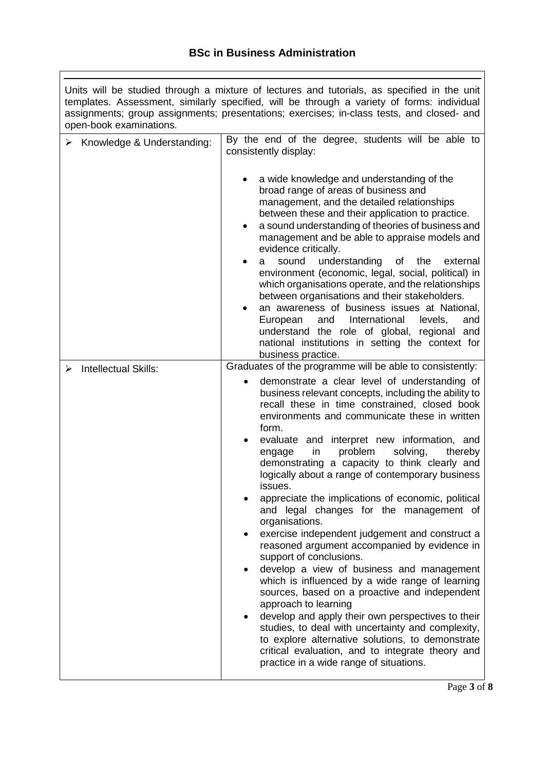## BSc in Business Administration

Units will be studied through a mixture of lectures and tutorials, as specified in the unit templates. Assessment, similarly specified, will be through a variety of forms: individual assignments; group assignments; presentations; exercises; in-class tests, and closed- and open-book examinations.

| | |
|---|---|
| ➢ Knowledge & Understanding: | By the end of the degree, students will be able to consistently display:<br><br>• a wide knowledge and understanding of the broad range of areas of business and management, and the detailed relationships between these and their application to practice.<br>• a sound understanding of theories of business and management and be able to appraise models and evidence critically.<br>• a sound understanding of the external environment (economic, legal, social, political) in which organisations operate, and the relationships between organisations and their stakeholders.<br>• an awareness of business issues at National, European and International levels, and understand the role of global, regional and national institutions in setting the context for business practice. |
| ➢ Intellectual Skills: | Graduates of the programme will be able to consistently:<br><br>• demonstrate a clear level of understanding of business relevant concepts, including the ability to recall these in time constrained, closed book environments and communicate these in written form.<br>• evaluate and interpret new information, and engage in problem solving, thereby demonstrating a capacity to think clearly and logically about a range of contemporary business issues.<br>• appreciate the implications of economic, political and legal changes for the management of organisations.<br>• exercise independent judgement and construct a reasoned argument accompanied by evidence in support of conclusions.<br>• develop a view of business and management which is influenced by a wide range of learning sources, based on a proactive and independent approach to learning<br>• develop and apply their own perspectives to their studies, to deal with uncertainty and complexity, to explore alternative solutions, to demonstrate critical evaluation, and to integrate theory and practice in a wide range of situations. |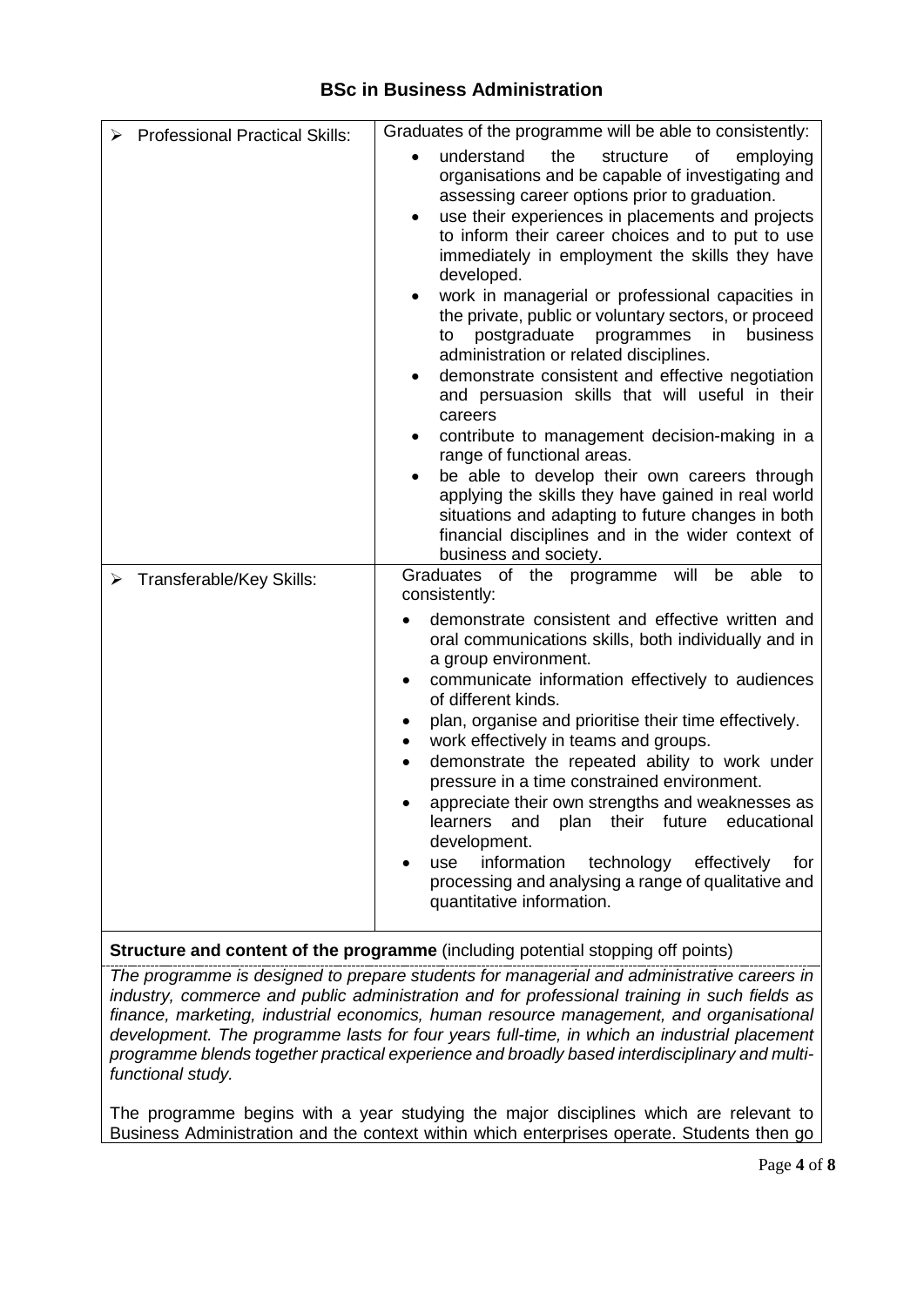## BSc in Business Administration

| | |
|---|---|
| ➢ Professional Practical Skills: | Graduates of the programme will be able to consistently:<br>• understand the structure of employing organisations and be capable of investigating and assessing career options prior to graduation.<br>• use their experiences in placements and projects to inform their career choices and to put to use immediately in employment the skills they have developed.<br>• work in managerial or professional capacities in the private, public or voluntary sectors, or proceed to postgraduate programmes in business administration or related disciplines.<br>• demonstrate consistent and effective negotiation and persuasion skills that will useful in their careers<br>• contribute to management decision-making in a range of functional areas.<br>• be able to develop their own careers through applying the skills they have gained in real world situations and adapting to future changes in both financial disciplines and in the wider context of business and society. |
| ➢ Transferable/Key Skills: | Graduates of the programme will be able to consistently:<br>• demonstrate consistent and effective written and oral communications skills, both individually and in a group environment.<br>• communicate information effectively to audiences of different kinds.<br>• plan, organise and prioritise their time effectively.<br>• work effectively in teams and groups.<br>• demonstrate the repeated ability to work under pressure in a time constrained environment.<br>• appreciate their own strengths and weaknesses as learners and plan their future educational development.<br>• use information technology effectively for processing and analysing a range of qualitative and quantitative information. |

**Structure and content of the programme** (including potential stopping off points)

*The programme is designed to prepare students for managerial and administrative careers in industry, commerce and public administration and for professional training in such fields as finance, marketing, industrial economics, human resource management, and organisational development. The programme lasts for four years full-time, in which an industrial placement programme blends together practical experience and broadly based interdisciplinary and multi-functional study.*

The programme begins with a year studying the major disciplines which are relevant to Business Administration and the context within which enterprises operate. Students then go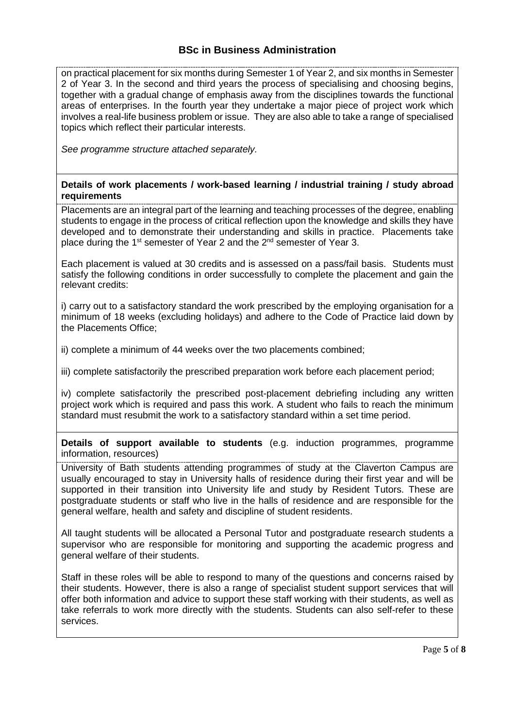on practical placement for six months during Semester 1 of Year 2, and six months in Semester 2 of Year 3. In the second and third years the process of specialising and choosing begins, together with a gradual change of emphasis away from the disciplines towards the functional areas of enterprises. In the fourth year they undertake a major piece of project work which involves a real-life business problem or issue. They are also able to take a range of specialised topics which reflect their particular interests.

*See programme structure attached separately.*

**Details of work placements / work-based learning / industrial training / study abroad requirements**

Placements are an integral part of the learning and teaching processes of the degree, enabling students to engage in the process of critical reflection upon the knowledge and skills they have developed and to demonstrate their understanding and skills in practice. Placements take place during the 1st semester of Year 2 and the 2nd semester of Year 3.

Each placement is valued at 30 credits and is assessed on a pass/fail basis. Students must satisfy the following conditions in order successfully to complete the placement and gain the relevant credits:

i) carry out to a satisfactory standard the work prescribed by the employing organisation for a minimum of 18 weeks (excluding holidays) and adhere to the Code of Practice laid down by the Placements Office;

ii) complete a minimum of 44 weeks over the two placements combined;

iii) complete satisfactorily the prescribed preparation work before each placement period;

iv) complete satisfactorily the prescribed post-placement debriefing including any written project work which is required and pass this work. A student who fails to reach the minimum standard must resubmit the work to a satisfactory standard within a set time period.

**Details of support available to students** (e.g. induction programmes, programme information, resources)

University of Bath students attending programmes of study at the Claverton Campus are usually encouraged to stay in University halls of residence during their first year and will be supported in their transition into University life and study by Resident Tutors. These are postgraduate students or staff who live in the halls of residence and are responsible for the general welfare, health and safety and discipline of student residents.

All taught students will be allocated a Personal Tutor and postgraduate research students a supervisor who are responsible for monitoring and supporting the academic progress and general welfare of their students.

Staff in these roles will be able to respond to many of the questions and concerns raised by their students. However, there is also a range of specialist student support services that will offer both information and advice to support these staff working with their students, as well as take referrals to work more directly with the students. Students can also self-refer to these services.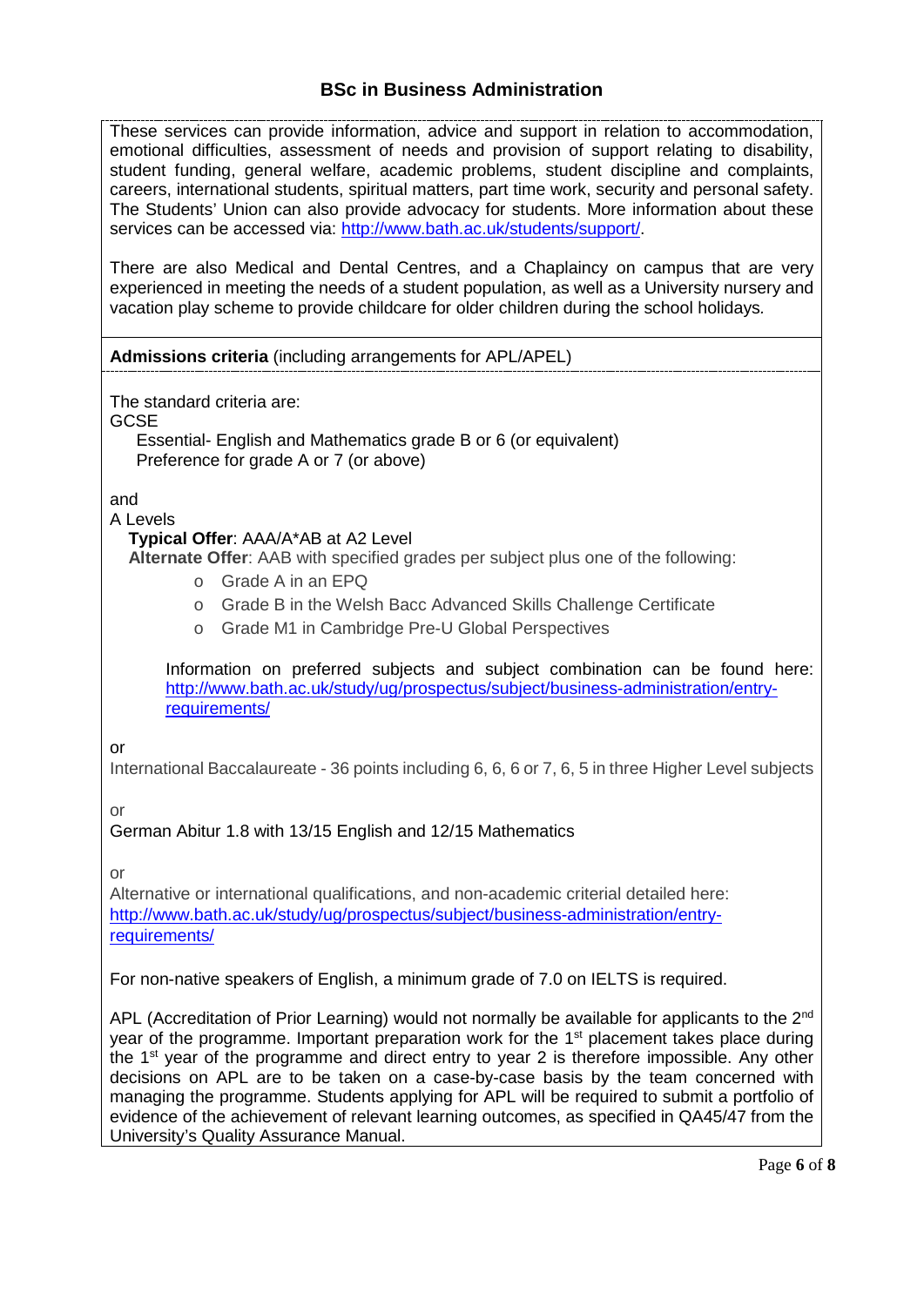## BSc in Business Administration

These services can provide information, advice and support in relation to accommodation, emotional difficulties, assessment of needs and provision of support relating to disability, student funding, general welfare, academic problems, student discipline and complaints, careers, international students, spiritual matters, part time work, security and personal safety. The Students' Union can also provide advocacy for students. More information about these services can be accessed via: http://www.bath.ac.uk/students/support/.

There are also Medical and Dental Centres, and a Chaplaincy on campus that are very experienced in meeting the needs of a student population, as well as a University nursery and vacation play scheme to provide childcare for older children during the school holidays.

**Admissions criteria** (including arrangements for APL/APEL)

The standard criteria are:

GCSE

Essential- English and Mathematics grade B or 6 (or equivalent)
Preference for grade A or 7 (or above)

and

A Levels

**Typical Offer**: AAA/A*AB at A2 Level

**Alternate Offer**: AAB with specified grades per subject plus one of the following:

- Grade A in an EPQ
- Grade B in the Welsh Bacc Advanced Skills Challenge Certificate
- Grade M1 in Cambridge Pre-U Global Perspectives

Information on preferred subjects and subject combination can be found here: http://www.bath.ac.uk/study/ug/prospectus/subject/business-administration/entry-requirements/

or

International Baccalaureate - 36 points including 6, 6, 6 or 7, 6, 5 in three Higher Level subjects

or

German Abitur 1.8 with 13/15 English and 12/15 Mathematics

or

Alternative or international qualifications, and non-academic criterial detailed here: http://www.bath.ac.uk/study/ug/prospectus/subject/business-administration/entry-requirements/

For non-native speakers of English, a minimum grade of 7.0 on IELTS is required.

APL (Accreditation of Prior Learning) would not normally be available for applicants to the 2nd year of the programme. Important preparation work for the 1st placement takes place during the 1st year of the programme and direct entry to year 2 is therefore impossible. Any other decisions on APL are to be taken on a case-by-case basis by the team concerned with managing the programme. Students applying for APL will be required to submit a portfolio of evidence of the achievement of relevant learning outcomes, as specified in QA45/47 from the University's Quality Assurance Manual.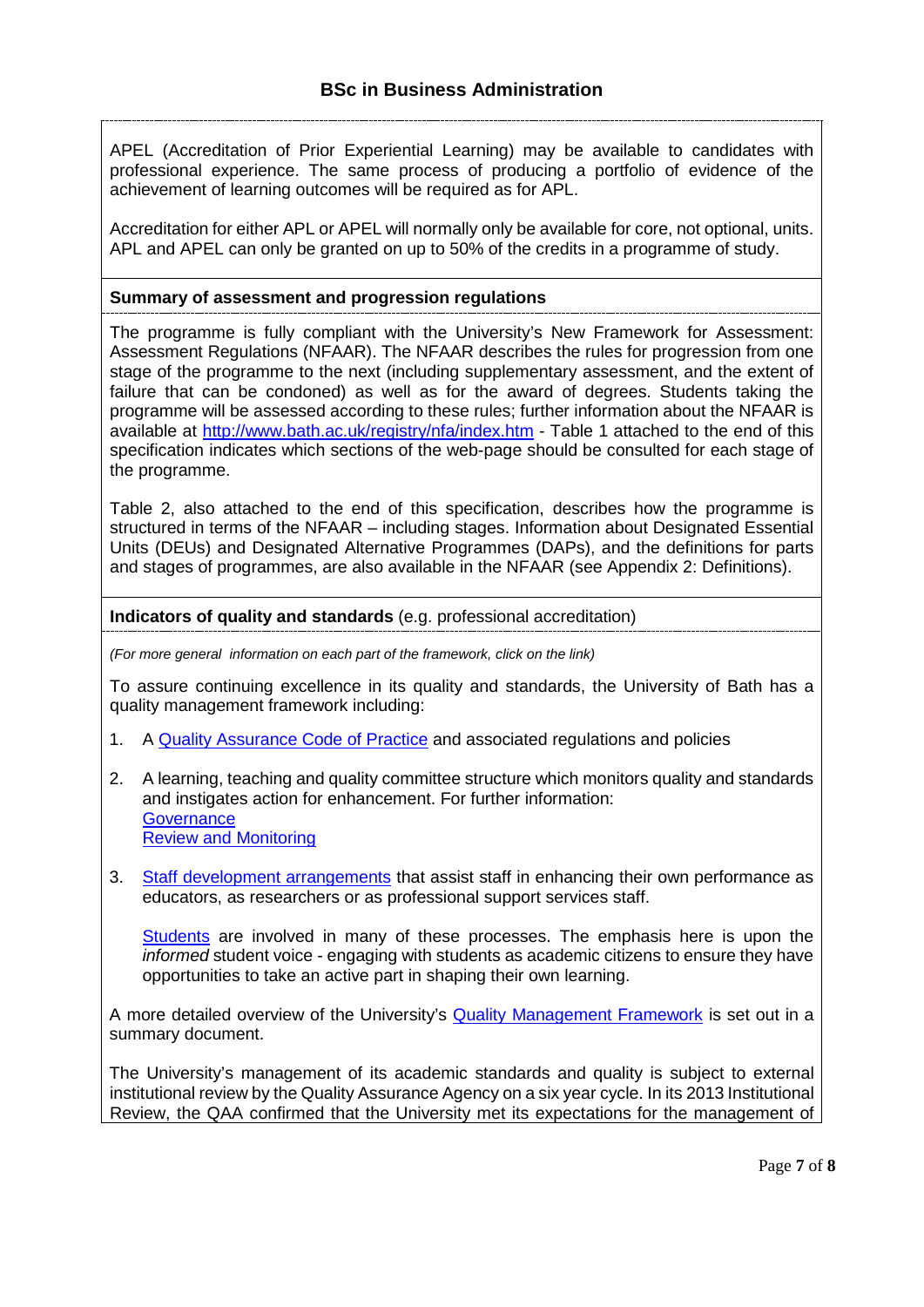## BSc in Business Administration

APEL (Accreditation of Prior Experiential Learning) may be available to candidates with professional experience. The same process of producing a portfolio of evidence of the achievement of learning outcomes will be required as for APL.

Accreditation for either APL or APEL will normally only be available for core, not optional, units. APL and APEL can only be granted on up to 50% of the credits in a programme of study.

**Summary of assessment and progression regulations**

The programme is fully compliant with the University's New Framework for Assessment: Assessment Regulations (NFAAR). The NFAAR describes the rules for progression from one stage of the programme to the next (including supplementary assessment, and the extent of failure that can be condoned) as well as for the award of degrees. Students taking the programme will be assessed according to these rules; further information about the NFAAR is available at http://www.bath.ac.uk/registry/nfa/index.htm - Table 1 attached to the end of this specification indicates which sections of the web-page should be consulted for each stage of the programme.

Table 2, also attached to the end of this specification, describes how the programme is structured in terms of the NFAAR – including stages. Information about Designated Essential Units (DEUs) and Designated Alternative Programmes (DAPs), and the definitions for parts and stages of programmes, are also available in the NFAAR (see Appendix 2: Definitions).

**Indicators of quality and standards** (e.g. professional accreditation)

*(For more general information on each part of the framework, click on the link)*

To assure continuing excellence in its quality and standards, the University of Bath has a quality management framework including:

1. A Quality Assurance Code of Practice and associated regulations and policies
2. A learning, teaching and quality committee structure which monitors quality and standards and instigates action for enhancement. For further information:
   Governance
   Review and Monitoring
3. Staff development arrangements that assist staff in enhancing their own performance as educators, as researchers or as professional support services staff.

   Students are involved in many of these processes. The emphasis here is upon the *informed* student voice - engaging with students as academic citizens to ensure they have opportunities to take an active part in shaping their own learning.

A more detailed overview of the University's Quality Management Framework is set out in a summary document.

The University's management of its academic standards and quality is subject to external institutional review by the Quality Assurance Agency on a six year cycle. In its 2013 Institutional Review, the QAA confirmed that the University met its expectations for the management of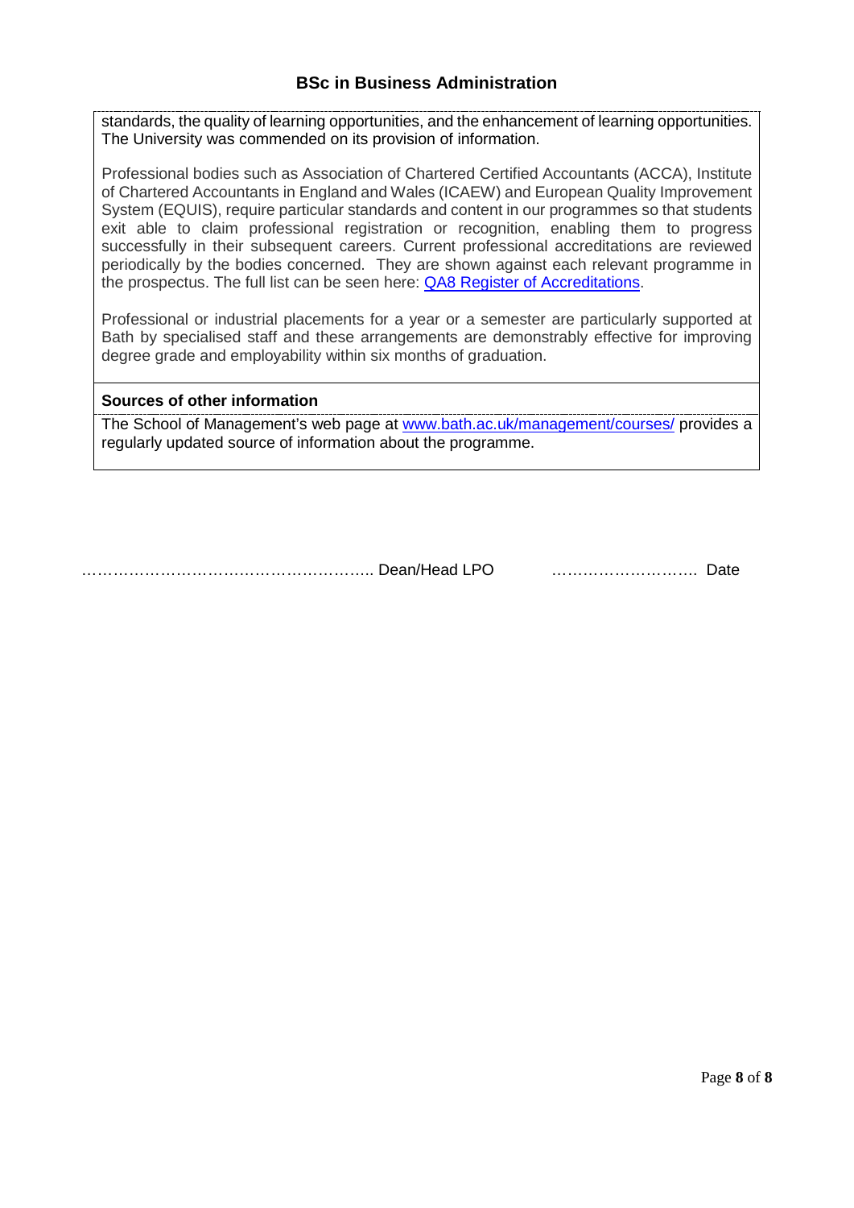standards, the quality of learning opportunities, and the enhancement of learning opportunities. The University was commended on its provision of information.

Professional bodies such as Association of Chartered Certified Accountants (ACCA), Institute of Chartered Accountants in England and Wales (ICAEW) and European Quality Improvement System (EQUIS), require particular standards and content in our programmes so that students exit able to claim professional registration or recognition, enabling them to progress successfully in their subsequent careers. Current professional accreditations are reviewed periodically by the bodies concerned. They are shown against each relevant programme in the prospectus. The full list can be seen here: [QA8 Register of Accreditations](QA8 Register of Accreditations).

Professional or industrial placements for a year or a semester are particularly supported at Bath by specialised staff and these arrangements are demonstrably effective for improving degree grade and employability within six months of graduation.

**Sources of other information**

The School of Management's web page at [www.bath.ac.uk/management/courses/](http://www.bath.ac.uk/management/courses/) provides a regularly updated source of information about the programme.

……………………………………………….. Dean/Head LPO ………………………. Date